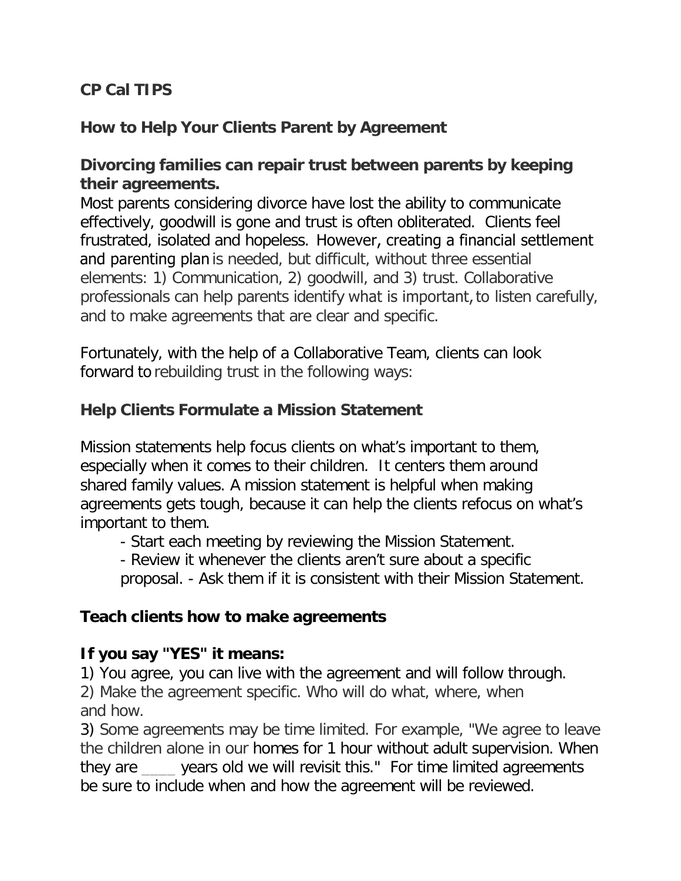**CP Cal TIPS**

## How to Help Your Clients Parent by Agreement

### Divorcing families can repair trust between parents by keeping their agreements.

Most parents considering divorce have lost the ability to communicate effectively, goodwill is gone and trust is often obliterated. Clients feel frustrated, isolated and hopeless. However, creating a financial settlement and parenting plan is needed, but difficult, without three essential elements: 1) Communication, 2) goodwill, and 3) trust. Collaborative professionals can help parents identify what is important, to listen carefully, and to make agreements that are clear and specific.

Fortunately, with the help of a Collaborative Team, clients can look forward to rebuilding trust in the following ways:

### Help Clients Formulate a Mission Statement

Mission statements help focus clients on what's important to them, especially when it comes to their children. It centers them around shared family values. A mission statement is helpful when making agreements gets tough, because it can help the clients refocus on what's important to them.

- Start each meeting by reviewing the Mission Statement.
- Review it whenever the clients aren't sure about a specific proposal. - Ask them if it is consistent with their Mission Statement.

### Teach clients how to make agreements

**If you say "YES" it means:**

1) You agree, you can live with the agreement and will follow through.
2) Make the agreement specific. Who will do what, where, when and how.
3) Some agreements may be time limited. For example, "We agree to leave the children alone in our homes for 1 hour without adult supervision. When they are ____ years old we will revisit this." For time limited agreements be sure to include when and how the agreement will be reviewed.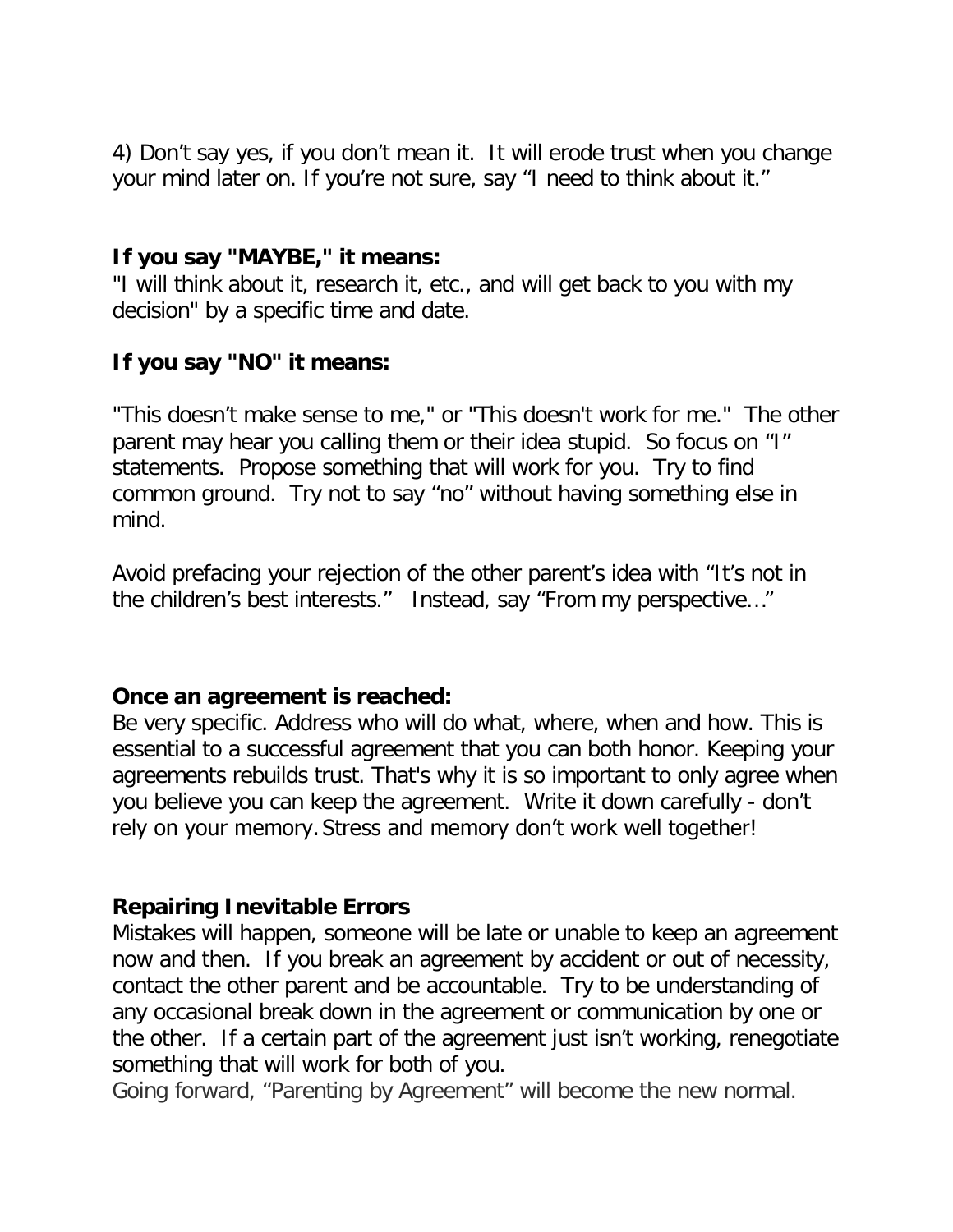4) Don’t say yes, if you don’t mean it. It will erode trust when you change your mind later on. If you’re not sure, say “I need to think about it.”

**If you say "MAYBE," it means:**

"I will think about it, research it, etc., and will get back to you with my decision" by a specific time and date.

**If you say "NO" it means:**

"This doesn’t make sense to me," or "This doesn't work for me." The other parent may hear you calling them or their idea stupid. So focus on “I” statements. Propose something that will work for you. Try to find common ground. Try not to say “no” without having something else in mind.

Avoid prefacing your rejection of the other parent’s idea with “It’s not in the children’s best interests.” Instead, say “From my perspective…”

**Once an agreement is reached:**

Be very specific. Address who will do what, where, when and how. This is essential to a successful agreement that you can both honor. Keeping your agreements rebuilds trust. That's why it is so important to only agree when you believe you can keep the agreement. Write it down carefully - don’t rely on your memory. Stress and memory don’t work well together!

**Repairing Inevitable Errors**

Mistakes will happen, someone will be late or unable to keep an agreement now and then. If you break an agreement by accident or out of necessity, contact the other parent and be accountable. Try to be understanding of any occasional break down in the agreement or communication by one or the other. If a certain part of the agreement just isn’t working, renegotiate something that will work for both of you.

Going forward, “Parenting by Agreement” will become the new normal.